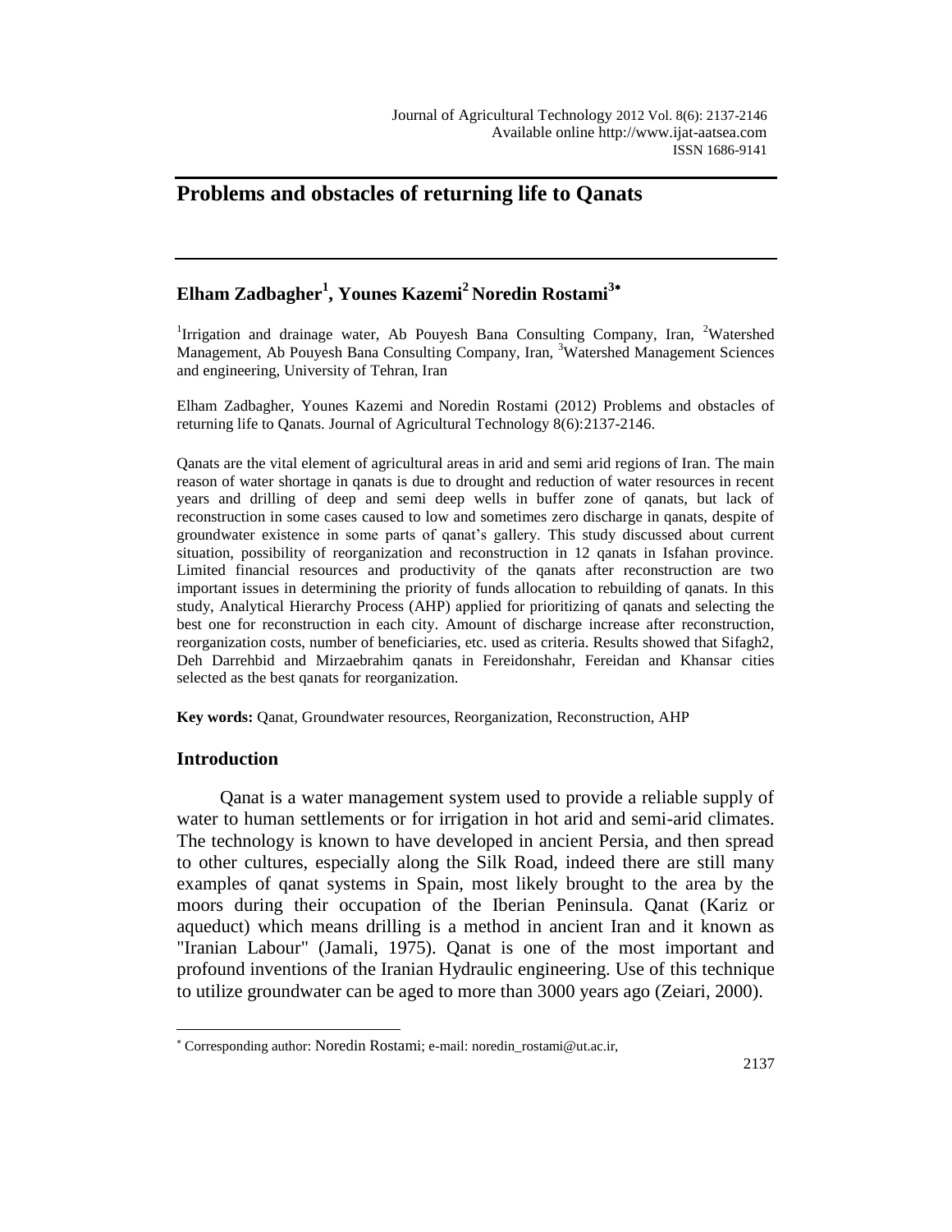Journal of Agricultural Technology 2012 Vol. 8(6): 2137-2146
Available online http://www.ijat-aatsea.com
ISSN 1686-9141

# Problems and obstacles of returning life to Qanats

**Elham Zadbagher[1], Younes Kazemi[2] Noredin Rostami[3*]**

[1]Irrigation and drainage water, Ab Pouyesh Bana Consulting Company, Iran, [2]Watershed Management, Ab Pouyesh Bana Consulting Company, Iran, [3]Watershed Management Sciences and engineering, University of Tehran, Iran

Elham Zadbagher, Younes Kazemi and Noredin Rostami (2012) Problems and obstacles of returning life to Qanats. Journal of Agricultural Technology 8(6):2137-2146.

Qanats are the vital element of agricultural areas in arid and semi arid regions of Iran. The main reason of water shortage in qanats is due to drought and reduction of water resources in recent years and drilling of deep and semi deep wells in buffer zone of qanats, but lack of reconstruction in some cases caused to low and sometimes zero discharge in qanats, despite of groundwater existence in some parts of qanat's gallery. This study discussed about current situation, possibility of reorganization and reconstruction in 12 qanats in Isfahan province. Limited financial resources and productivity of the qanats after reconstruction are two important issues in determining the priority of funds allocation to rebuilding of qanats. In this study, Analytical Hierarchy Process (AHP) applied for prioritizing of qanats and selecting the best one for reconstruction in each city. Amount of discharge increase after reconstruction, reorganization costs, number of beneficiaries, etc. used as criteria. Results showed that Sifagh2, Deh Darrehbid and Mirzaebrahim qanats in Fereidonshahr, Fereidan and Khansar cities selected as the best qanats for reorganization.

**Key words:** Qanat, Groundwater resources, Reorganization, Reconstruction, AHP

## Introduction

Qanat is a water management system used to provide a reliable supply of water to human settlements or for irrigation in hot arid and semi-arid climates. The technology is known to have developed in ancient Persia, and then spread to other cultures, especially along the Silk Road, indeed there are still many examples of qanat systems in Spain, most likely brought to the area by the moors during their occupation of the Iberian Peninsula. Qanat (Kariz or aqueduct) which means drilling is a method in ancient Iran and it known as "Iranian Labour" (Jamali, 1975). Qanat is one of the most important and profound inventions of the Iranian Hydraulic engineering. Use of this technique to utilize groundwater can be aged to more than 3000 years ago (Zeiari, 2000).

---

* Corresponding author: Noredin Rostami; e-mail: noredin_rostami@ut.ac.ir,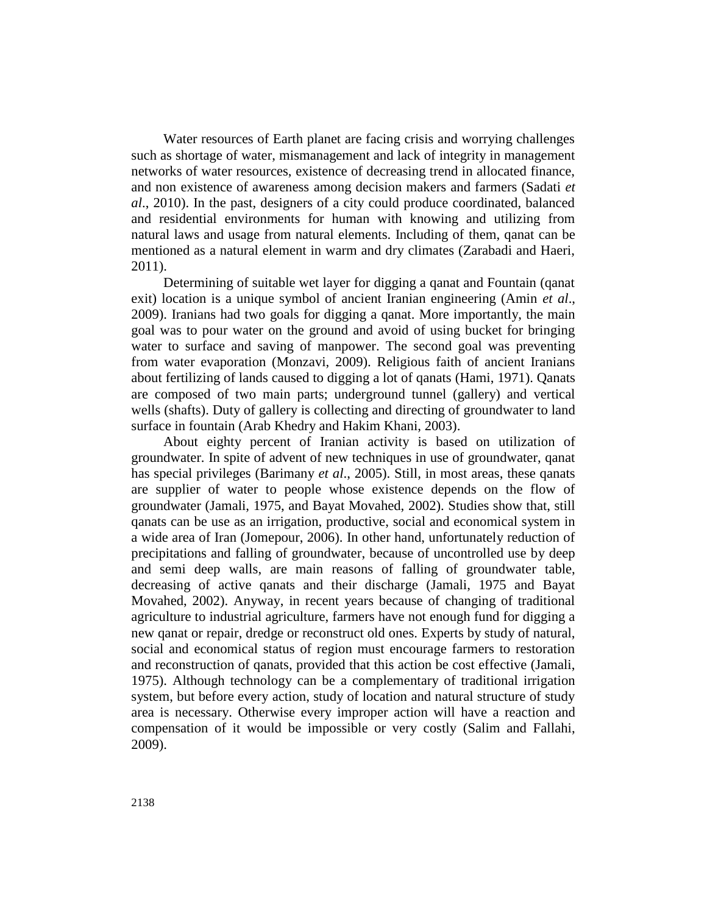Water resources of Earth planet are facing crisis and worrying challenges such as shortage of water, mismanagement and lack of integrity in management networks of water resources, existence of decreasing trend in allocated finance, and non existence of awareness among decision makers and farmers (Sadati *et al*., 2010). In the past, designers of a city could produce coordinated, balanced and residential environments for human with knowing and utilizing from natural laws and usage from natural elements. Including of them, qanat can be mentioned as a natural element in warm and dry climates (Zarabadi and Haeri, 2011).

Determining of suitable wet layer for digging a qanat and Fountain (qanat exit) location is a unique symbol of ancient Iranian engineering (Amin *et al*., 2009). Iranians had two goals for digging a qanat. More importantly, the main goal was to pour water on the ground and avoid of using bucket for bringing water to surface and saving of manpower. The second goal was preventing from water evaporation (Monzavi, 2009). Religious faith of ancient Iranians about fertilizing of lands caused to digging a lot of qanats (Hami, 1971). Qanats are composed of two main parts; underground tunnel (gallery) and vertical wells (shafts). Duty of gallery is collecting and directing of groundwater to land surface in fountain (Arab Khedry and Hakim Khani, 2003).

About eighty percent of Iranian activity is based on utilization of groundwater. In spite of advent of new techniques in use of groundwater, qanat has special privileges (Barimany *et al*., 2005). Still, in most areas, these qanats are supplier of water to people whose existence depends on the flow of groundwater (Jamali, 1975, and Bayat Movahed, 2002). Studies show that, still qanats can be use as an irrigation, productive, social and economical system in a wide area of Iran (Jomepour, 2006). In other hand, unfortunately reduction of precipitations and falling of groundwater, because of uncontrolled use by deep and semi deep walls, are main reasons of falling of groundwater table, decreasing of active qanats and their discharge (Jamali, 1975 and Bayat Movahed, 2002). Anyway, in recent years because of changing of traditional agriculture to industrial agriculture, farmers have not enough fund for digging a new qanat or repair, dredge or reconstruct old ones. Experts by study of natural, social and economical status of region must encourage farmers to restoration and reconstruction of qanats, provided that this action be cost effective (Jamali, 1975). Although technology can be a complementary of traditional irrigation system, but before every action, study of location and natural structure of study area is necessary. Otherwise every improper action will have a reaction and compensation of it would be impossible or very costly (Salim and Fallahi, 2009).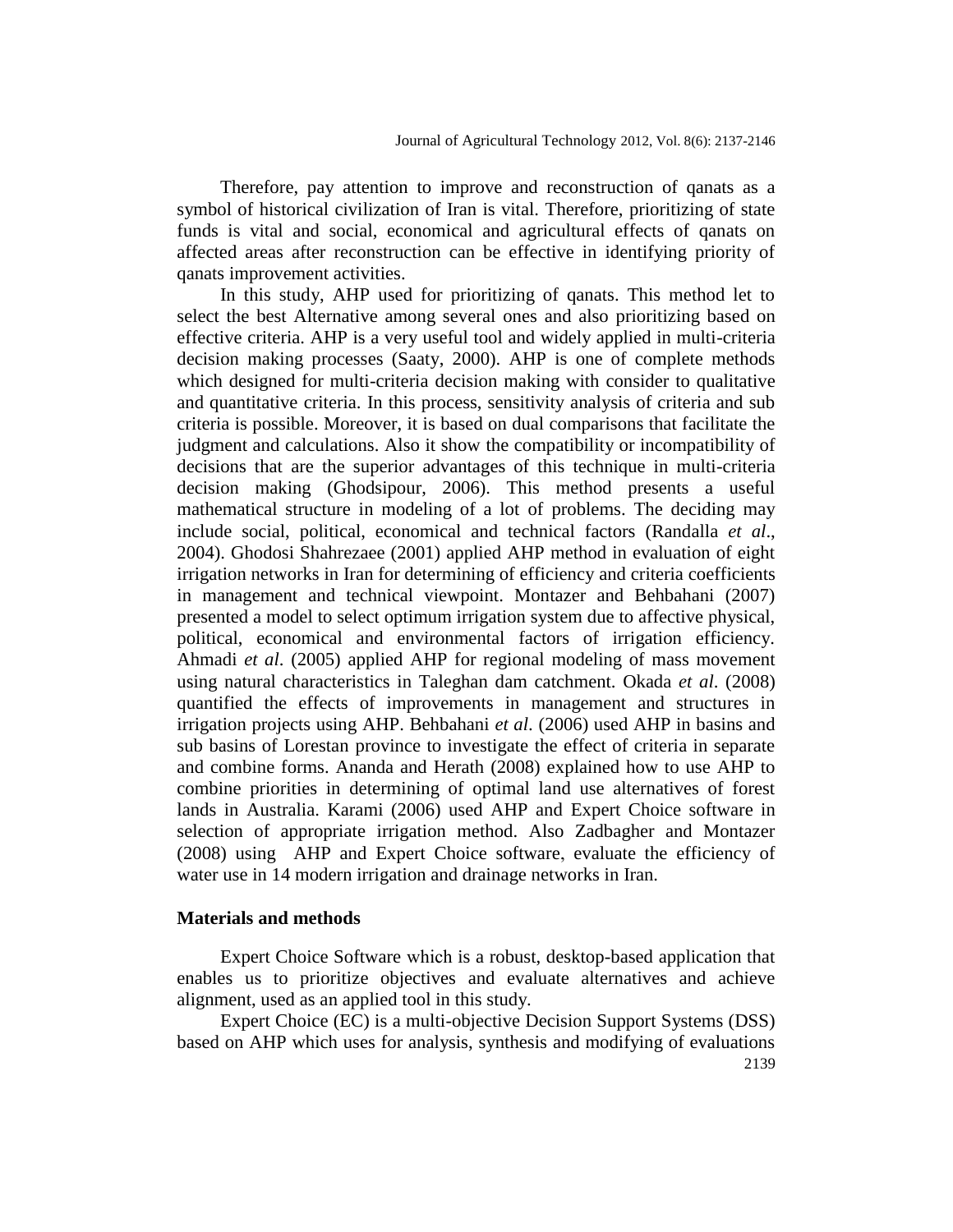Therefore, pay attention to improve and reconstruction of qanats as a symbol of historical civilization of Iran is vital. Therefore, prioritizing of state funds is vital and social, economical and agricultural effects of qanats on affected areas after reconstruction can be effective in identifying priority of qanats improvement activities.

In this study, AHP used for prioritizing of qanats. This method let to select the best Alternative among several ones and also prioritizing based on effective criteria. AHP is a very useful tool and widely applied in multi-criteria decision making processes (Saaty, 2000). AHP is one of complete methods which designed for multi-criteria decision making with consider to qualitative and quantitative criteria. In this process, sensitivity analysis of criteria and sub criteria is possible. Moreover, it is based on dual comparisons that facilitate the judgment and calculations. Also it show the compatibility or incompatibility of decisions that are the superior advantages of this technique in multi-criteria decision making (Ghodsipour, 2006). This method presents a useful mathematical structure in modeling of a lot of problems. The deciding may include social, political, economical and technical factors (Randalla *et al*., 2004). Ghodosi Shahrezaee (2001) applied AHP method in evaluation of eight irrigation networks in Iran for determining of efficiency and criteria coefficients in management and technical viewpoint. Montazer and Behbahani (2007) presented a model to select optimum irrigation system due to affective physical, political, economical and environmental factors of irrigation efficiency. Ahmadi *et al*. (2005) applied AHP for regional modeling of mass movement using natural characteristics in Taleghan dam catchment. Okada *et al*. (2008) quantified the effects of improvements in management and structures in irrigation projects using AHP. Behbahani *et al*. (2006) used AHP in basins and sub basins of Lorestan province to investigate the effect of criteria in separate and combine forms. Ananda and Herath (2008) explained how to use AHP to combine priorities in determining of optimal land use alternatives of forest lands in Australia. Karami (2006) used AHP and Expert Choice software in selection of appropriate irrigation method. Also Zadbagher and Montazer (2008) using AHP and Expert Choice software, evaluate the efficiency of water use in 14 modern irrigation and drainage networks in Iran.

## Materials and methods

Expert Choice Software which is a robust, desktop-based application that enables us to prioritize objectives and evaluate alternatives and achieve alignment, used as an applied tool in this study.

Expert Choice (EC) is a multi-objective Decision Support Systems (DSS) based on AHP which uses for analysis, synthesis and modifying of evaluations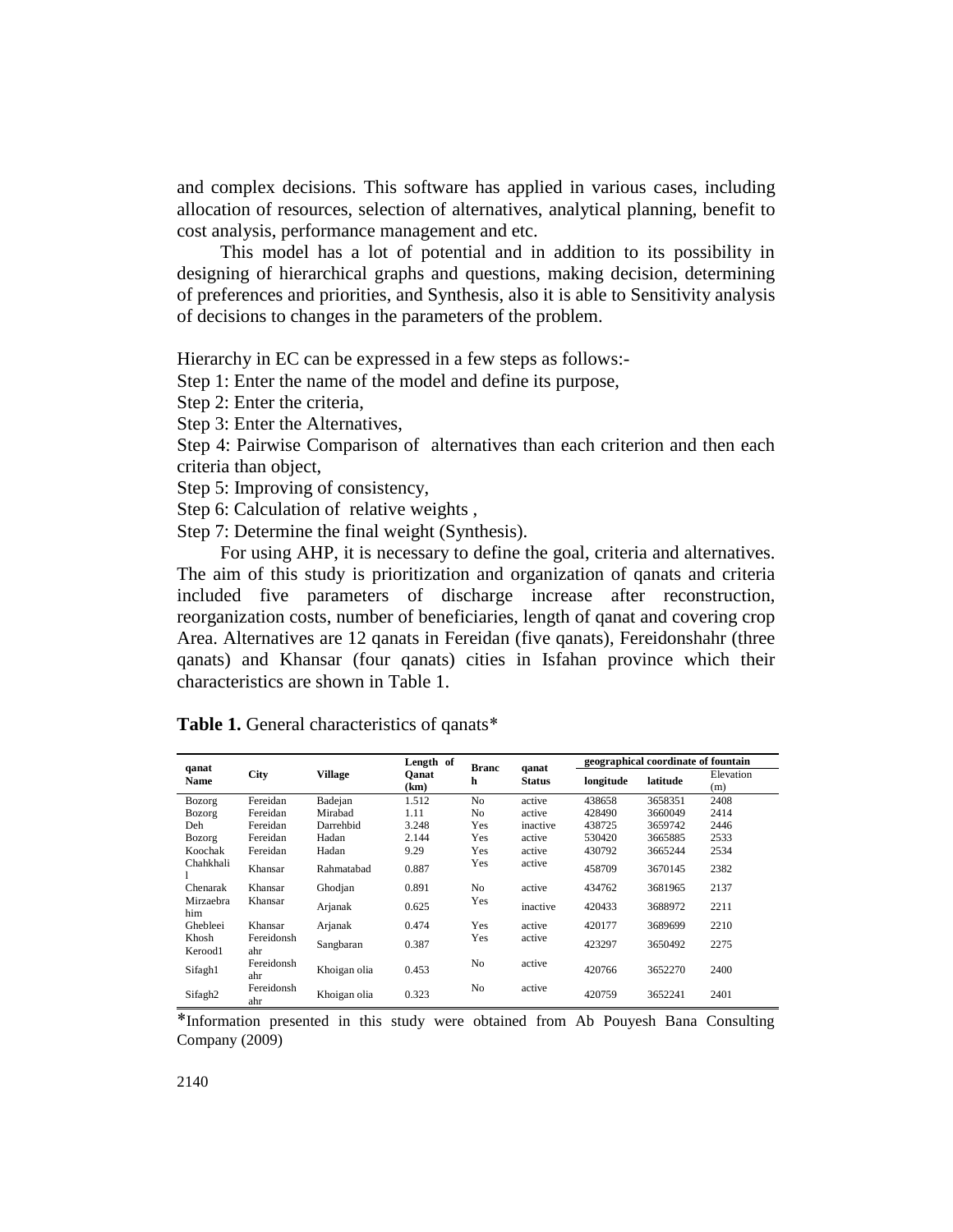and complex decisions. This software has applied in various cases, including allocation of resources, selection of alternatives, analytical planning, benefit to cost analysis, performance management and etc.

This model has a lot of potential and in addition to its possibility in designing of hierarchical graphs and questions, making decision, determining of preferences and priorities, and Synthesis, also it is able to Sensitivity analysis of decisions to changes in the parameters of the problem.

Hierarchy in EC can be expressed in a few steps as follows:-

Step 1: Enter the name of the model and define its purpose,

Step 2: Enter the criteria,

Step 3: Enter the Alternatives,

Step 4: Pairwise Comparison of alternatives than each criterion and then each criteria than object,

Step 5: Improving of consistency,

Step 6: Calculation of relative weights ,

Step 7: Determine the final weight (Synthesis).

For using AHP, it is necessary to define the goal, criteria and alternatives. The aim of this study is prioritization and organization of qanats and criteria included five parameters of discharge increase after reconstruction, reorganization costs, number of beneficiaries, length of qanat and covering crop Area. Alternatives are 12 qanats in Fereidan (five qanats), Fereidonshahr (three qanats) and Khansar (four qanats) cities in Isfahan province which their characteristics are shown in Table 1.

**Table 1.** General characteristics of qanats*

| qanat Name | City | Village | Length of Qanat (km) | Branch | qanat Status | geographical coordinate of fountain | | |
|---|---|---|---|---|---|---|---|---|
| | | | | | | longitude | latitude | Elevation (m) |
| Bozorg | Fereidan | Badejan | 1.512 | No | active | 438658 | 3658351 | 2408 |
| Bozorg | Fereidan | Mirabad | 1.11 | No | active | 428490 | 3660049 | 2414 |
| Deh | Fereidan | Darrehbid | 3.248 | Yes | inactive | 438725 | 3659742 | 2446 |
| Bozorg | Fereidan | Hadan | 2.144 | Yes | active | 530420 | 3665885 | 2533 |
| Koochak | Fereidan | Hadan | 9.29 | Yes | active | 430792 | 3665244 | 2534 |
| Chahkhali l | Khansar | Rahmatabad | 0.887 | Yes | active | 458709 | 3670145 | 2382 |
| Chenarak | Khansar | Ghodjan | 0.891 | No | active | 434762 | 3681965 | 2137 |
| Mirzaebra him | Khansar | Arjanak | 0.625 | Yes | inactive | 420433 | 3688972 | 2211 |
| Ghebleei | Khansar | Arjanak | 0.474 | Yes | active | 420177 | 3689699 | 2210 |
| Khosh Kerood1 | Fereidonsh ahr | Sangbaran | 0.387 | Yes | active | 423297 | 3650492 | 2275 |
| Sifagh1 | Fereidonsh ahr | Khoigan olia | 0.453 | No | active | 420766 | 3652270 | 2400 |
| Sifagh2 | Fereidonsh ahr | Khoigan olia | 0.323 | No | active | 420759 | 3652241 | 2401 |

*Information presented in this study were obtained from Ab Pouyesh Bana Consulting Company (2009)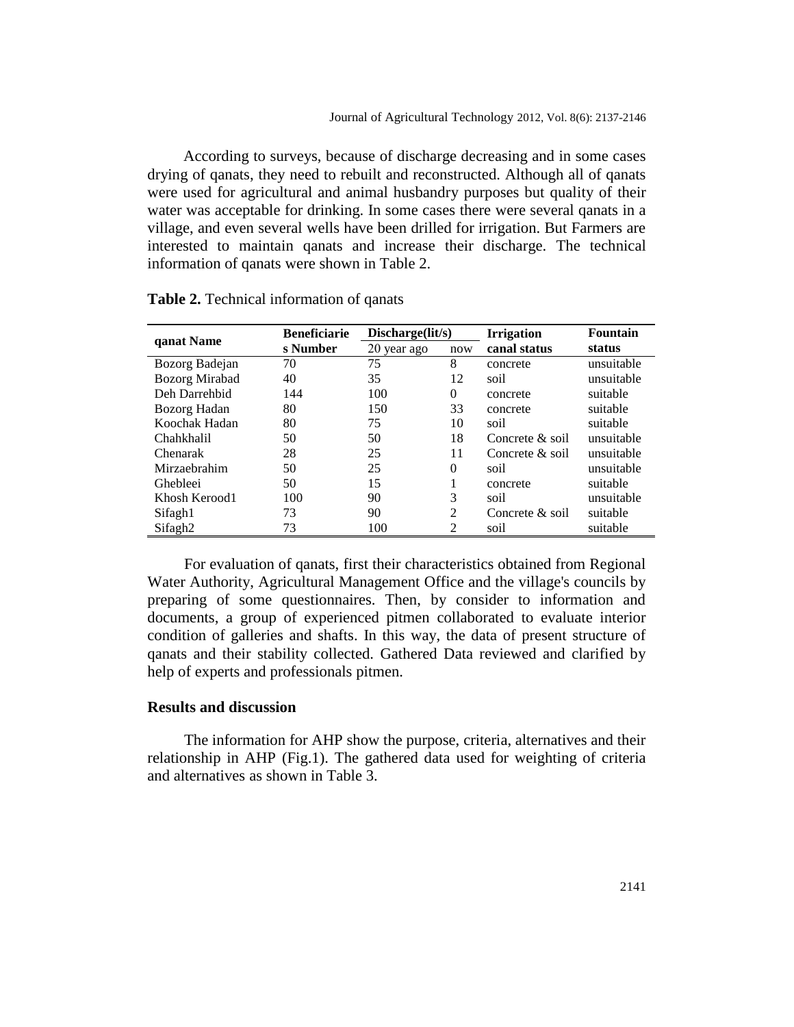According to surveys, because of discharge decreasing and in some cases drying of qanats, they need to rebuilt and reconstructed. Although all of qanats were used for agricultural and animal husbandry purposes but quality of their water was acceptable for drinking. In some cases there were several qanats in a village, and even several wells have been drilled for irrigation. But Farmers are interested to maintain qanats and increase their discharge. The technical information of qanats were shown in Table 2.

**Table 2.** Technical information of qanats

| qanat Name | Beneficiaries Number | Discharge(lit/s) | | Irrigation canal status | Fountain status |
|---|---|---|---|---|---|
| | | 20 year ago | now | | |
| Bozorg Badejan | 70 | 75 | 8 | concrete | unsuitable |
| Bozorg Mirabad | 40 | 35 | 12 | soil | unsuitable |
| Deh Darrehbid | 144 | 100 | 0 | concrete | suitable |
| Bozorg Hadan | 80 | 150 | 33 | concrete | suitable |
| Koochak Hadan | 80 | 75 | 10 | soil | suitable |
| Chahkhalil | 50 | 50 | 18 | Concrete & soil | unsuitable |
| Chenarak | 28 | 25 | 11 | Concrete & soil | unsuitable |
| Mirzaebrahim | 50 | 25 | 0 | soil | unsuitable |
| Ghebleei | 50 | 15 | 1 | concrete | suitable |
| Khosh Kerood1 | 100 | 90 | 3 | soil | unsuitable |
| Sifagh1 | 73 | 90 | 2 | Concrete & soil | suitable |
| Sifagh2 | 73 | 100 | 2 | soil | suitable |

For evaluation of qanats, first their characteristics obtained from Regional Water Authority, Agricultural Management Office and the village's councils by preparing of some questionnaires. Then, by consider to information and documents, a group of experienced pitmen collaborated to evaluate interior condition of galleries and shafts. In this way, the data of present structure of qanats and their stability collected. Gathered Data reviewed and clarified by help of experts and professionals pitmen.

## Results and discussion

The information for AHP show the purpose, criteria, alternatives and their relationship in AHP (Fig.1). The gathered data used for weighting of criteria and alternatives as shown in Table 3.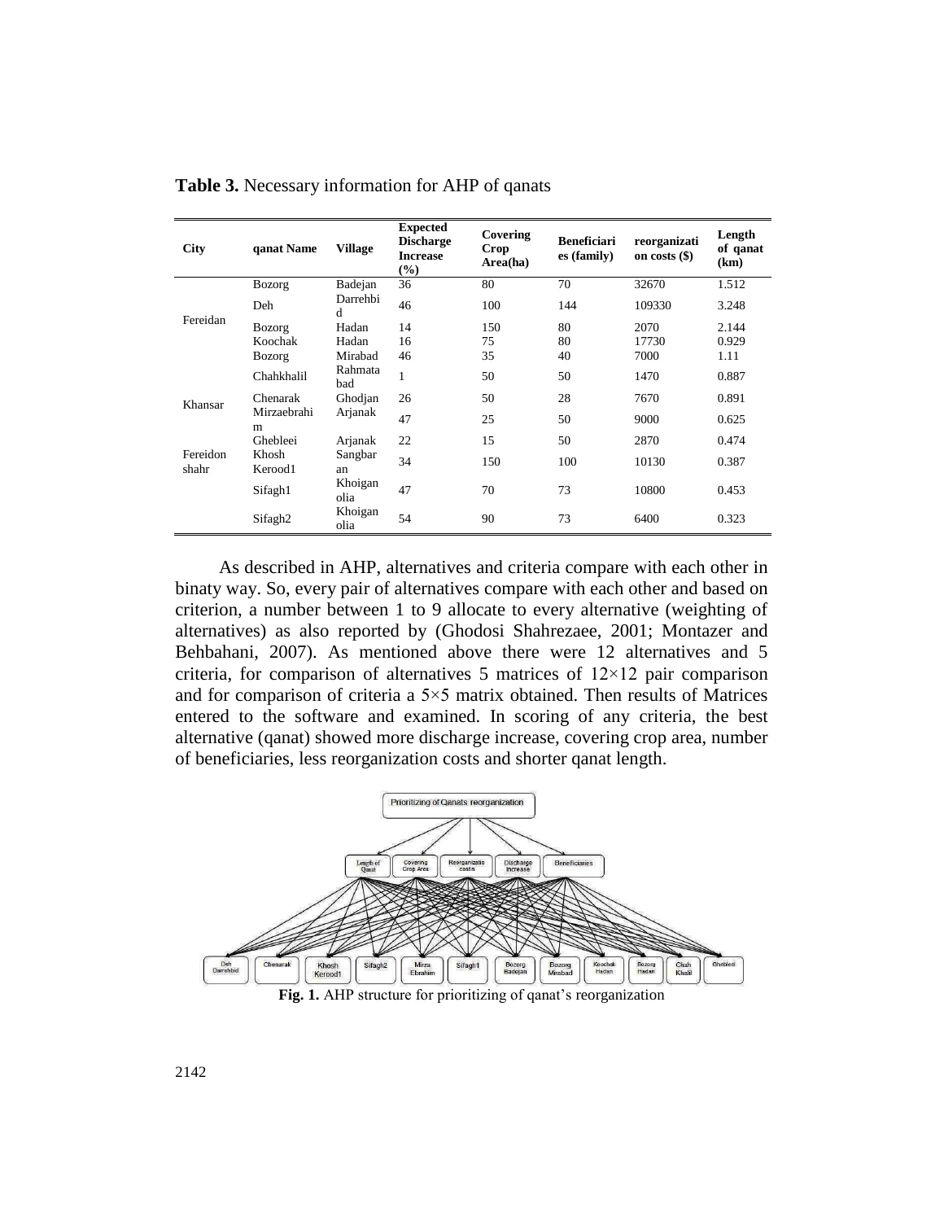**Table 3.** Necessary information for AHP of qanats

| City | qanat Name | Village | Expected Discharge Increase (%) | Covering Crop Area(ha) | Beneficiaries (family) | reorganization costs ($) | Length of qanat (km) |
|---|---|---|---|---|---|---|---|
| Fereidan | Bozorg | Badejan | 36 | 80 | 70 | 32670 | 1.512 |
| | Deh | Darrehbid | 46 | 100 | 144 | 109330 | 3.248 |
| | Bozorg | Hadan | 14 | 150 | 80 | 2070 | 2.144 |
| | Koochak | Hadan | 16 | 75 | 80 | 17730 | 0.929 |
| | Bozorg | Mirabad | 46 | 35 | 40 | 7000 | 1.11 |
| Khansar | Chahkhalil | Rahmatabad | 1 | 50 | 50 | 1470 | 0.887 |
| | Chenarak | Ghodjan | 26 | 50 | 28 | 7670 | 0.891 |
| | Mirzaebrahim | Arjanak | 47 | 25 | 50 | 9000 | 0.625 |
| Fereidon shahr | Ghebleei | Arjanak | 22 | 15 | 50 | 2870 | 0.474 |
| | Khosh Kerood1 | Sangbaran | 34 | 150 | 100 | 10130 | 0.387 |
| | Sifagh1 | Khoigan olia | 47 | 70 | 73 | 10800 | 0.453 |
| | Sifagh2 | Khoigan olia | 54 | 90 | 73 | 6400 | 0.323 |

As described in AHP, alternatives and criteria compare with each other in binaty way. So, every pair of alternatives compare with each other and based on criterion, a number between 1 to 9 allocate to every alternative (weighting of alternatives) as also reported by (Ghodosi Shahrezaee, 2001; Montazer and Behbahani, 2007). As mentioned above there were 12 alternatives and 5 criteria, for comparison of alternatives 5 matrices of 12×12 pair comparison and for comparison of criteria a 5×5 matrix obtained. Then results of Matrices entered to the software and examined. In scoring of any criteria, the best alternative (qanat) showed more discharge increase, covering crop area, number of beneficiaries, less reorganization costs and shorter qanat length.

**Fig. 1.** AHP structure for prioritizing of qanat's reorganization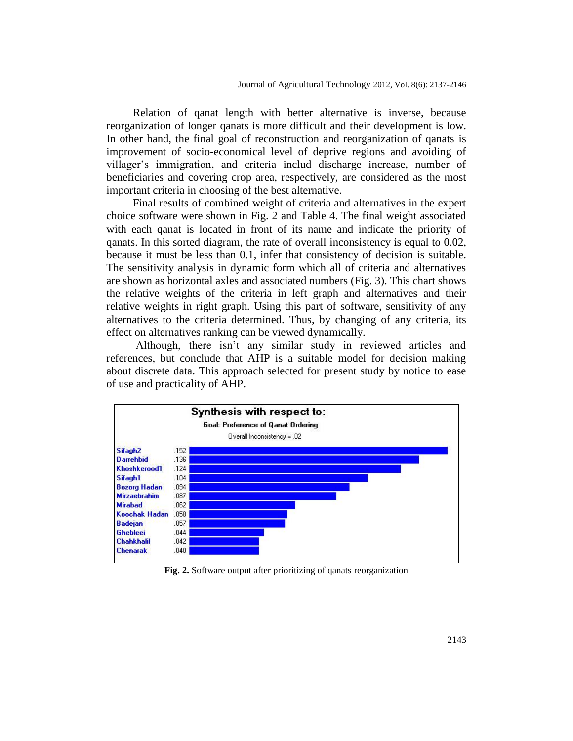Relation of qanat length with better alternative is inverse, because reorganization of longer qanats is more difficult and their development is low. In other hand, the final goal of reconstruction and reorganization of qanats is improvement of socio-economical level of deprive regions and avoiding of villager's immigration, and criteria includ discharge increase, number of beneficiaries and covering crop area, respectively, are considered as the most important criteria in choosing of the best alternative.

Final results of combined weight of criteria and alternatives in the expert choice software were shown in Fig. 2 and Table 4. The final weight associated with each qanat is located in front of its name and indicate the priority of qanats. In this sorted diagram, the rate of overall inconsistency is equal to 0.02, because it must be less than 0.1, infer that consistency of decision is suitable. The sensitivity analysis in dynamic form which all of criteria and alternatives are shown as horizontal axles and associated numbers (Fig. 3). This chart shows the relative weights of the criteria in left graph and alternatives and their relative weights in right graph. Using this part of software, sensitivity of any alternatives to the criteria determined. Thus, by changing of any criteria, its effect on alternatives ranking can be viewed dynamically.

Although, there isn't any similar study in reviewed articles and references, but conclude that AHP is a suitable model for decision making about discrete data. This approach selected for present study by notice to ease of use and practicality of AHP.

**Synthesis with respect to:**

Goal: Preference of Qanat Ordering

Overall Inconsistency = .02

| Qanat | Weight |
|---|---|
| Sifagh2 | .152 |
| Darrehbid | .136 |
| Khoshkerood1 | .124 |
| Sifagh1 | .104 |
| Bozorg Hadan | .094 |
| Mirzaebrahim | .087 |
| Mirabad | .062 |
| Koochak Hadan | .058 |
| Badejan | .057 |
| Ghebleei | .044 |
| Chahkhalil | .042 |
| Chenarak | .040 |

**Fig. 2.** Software output after prioritizing of qanats reorganization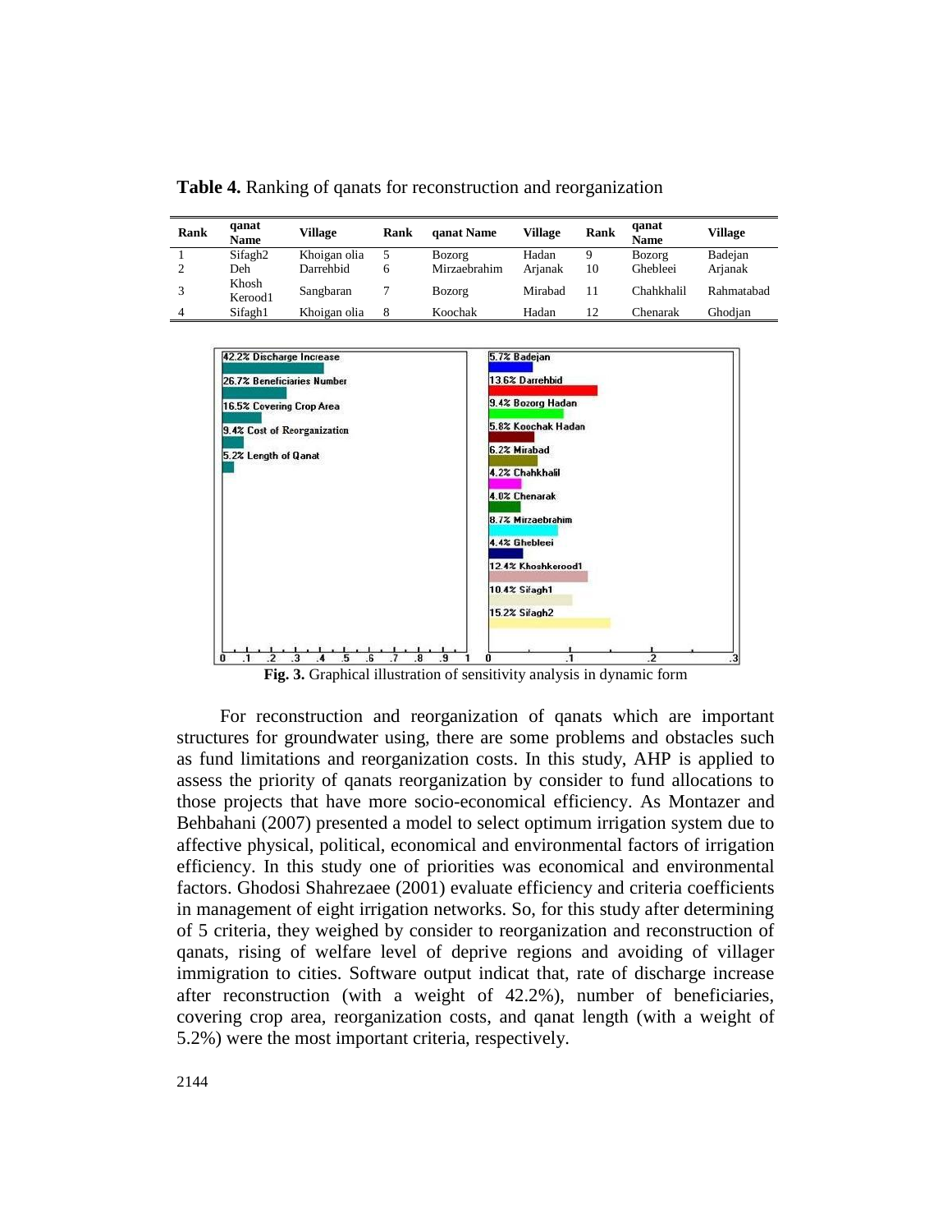**Table 4.** Ranking of qanats for reconstruction and reorganization

| Rank | qanat Name | Village | Rank | qanat Name | Village | Rank | qanat Name | Village |
|---|---|---|---|---|---|---|---|---|
| 1 | Sifagh2 | Khoigan olia | 5 | Bozorg | Hadan | 9 | Bozorg | Badejan |
| 2 | Deh | Darrehbid | 6 | Mirzaebrahim | Arjanak | 10 | Ghebleei | Arjanak |
| 3 | Khosh Kerood1 | Sangbaran | 7 | Bozorg | Mirabad | 11 | Chahkhalil | Rahmatabad |
| 4 | Sifagh1 | Khoigan olia | 8 | Koochak | Hadan | 12 | Chenarak | Ghodjan |

**Fig. 3.** Graphical illustration of sensitivity analysis in dynamic form

For reconstruction and reorganization of qanats which are important structures for groundwater using, there are some problems and obstacles such as fund limitations and reorganization costs. In this study, AHP is applied to assess the priority of qanats reorganization by consider to fund allocations to those projects that have more socio-economical efficiency. As Montazer and Behbahani (2007) presented a model to select optimum irrigation system due to affective physical, political, economical and environmental factors of irrigation efficiency. In this study one of priorities was economical and environmental factors. Ghodosi Shahrezaee (2001) evaluate efficiency and criteria coefficients in management of eight irrigation networks. So, for this study after determining of 5 criteria, they weighed by consider to reorganization and reconstruction of qanats, rising of welfare level of deprive regions and avoiding of villager immigration to cities. Software output indicat that, rate of discharge increase after reconstruction (with a weight of 42.2%), number of beneficiaries, covering crop area, reorganization costs, and qanat length (with a weight of 5.2%) were the most important criteria, respectively.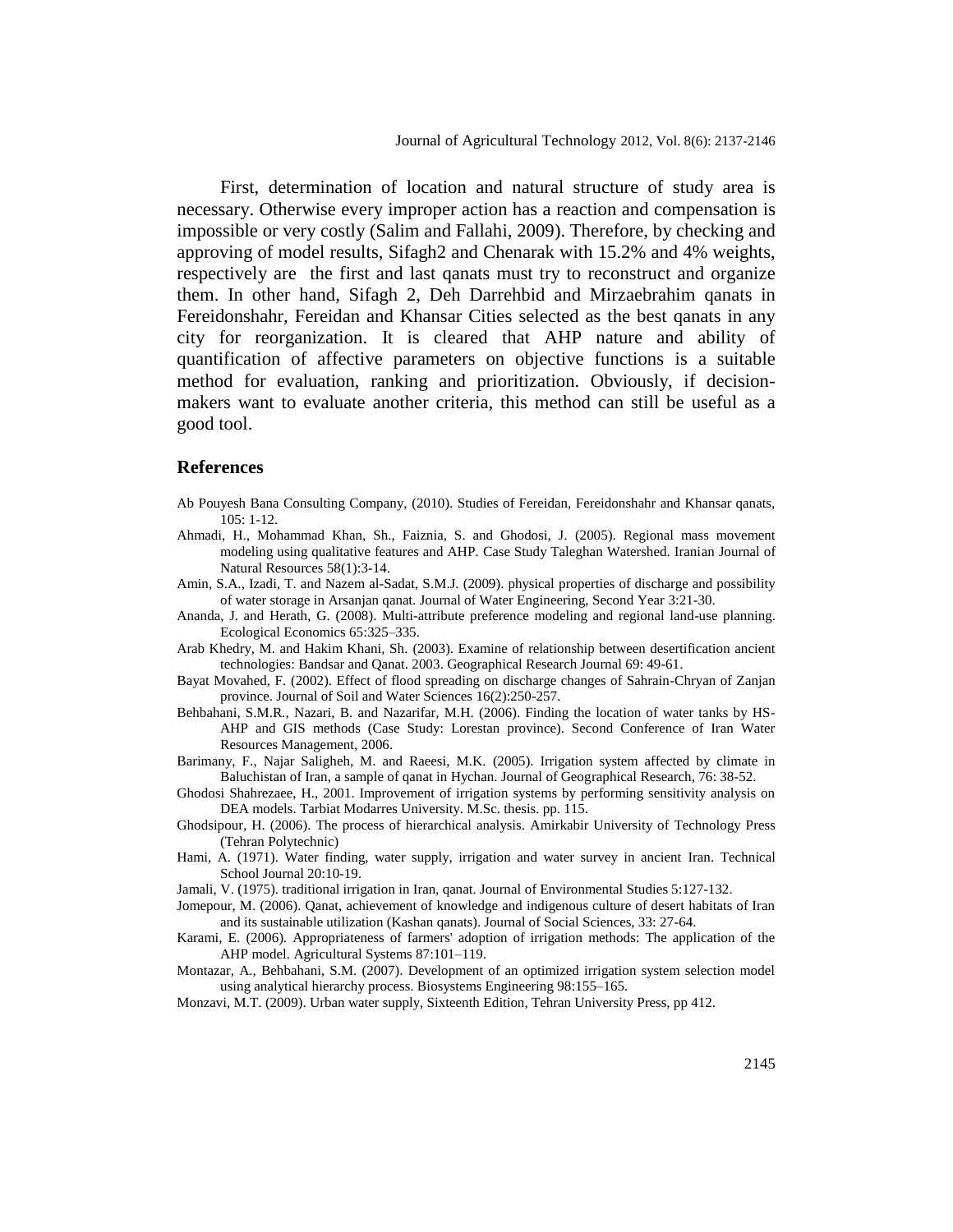First, determination of location and natural structure of study area is necessary. Otherwise every improper action has a reaction and compensation is impossible or very costly (Salim and Fallahi, 2009). Therefore, by checking and approving of model results, Sifagh2 and Chenarak with 15.2% and 4% weights, respectively are the first and last qanats must try to reconstruct and organize them. In other hand, Sifagh 2, Deh Darrehbid and Mirzaebrahim qanats in Fereidonshahr, Fereidan and Khansar Cities selected as the best qanats in any city for reorganization. It is cleared that AHP nature and ability of quantification of affective parameters on objective functions is a suitable method for evaluation, ranking and prioritization. Obviously, if decision-makers want to evaluate another criteria, this method can still be useful as a good tool.

## References

Ab Pouyesh Bana Consulting Company, (2010). Studies of Fereidan, Fereidonshahr and Khansar qanats, 105: 1-12.

Ahmadi, H., Mohammad Khan, Sh., Faiznia, S. and Ghodosi, J. (2005). Regional mass movement modeling using qualitative features and AHP. Case Study Taleghan Watershed. Iranian Journal of Natural Resources 58(1):3-14.

Amin, S.A., Izadi, T. and Nazem al-Sadat, S.M.J. (2009). physical properties of discharge and possibility of water storage in Arsanjan qanat. Journal of Water Engineering, Second Year 3:21-30.

Ananda, J. and Herath, G. (2008). Multi-attribute preference modeling and regional land-use planning. Ecological Economics 65:325–335.

Arab Khedry, M. and Hakim Khani, Sh. (2003). Examine of relationship between desertification ancient technologies: Bandsar and Qanat. 2003. Geographical Research Journal 69: 49-61.

Bayat Movahed, F. (2002). Effect of flood spreading on discharge changes of Sahrain-Chryan of Zanjan province. Journal of Soil and Water Sciences 16(2):250-257.

Behbahani, S.M.R., Nazari, B. and Nazarifar, M.H. (2006). Finding the location of water tanks by HS-AHP and GIS methods (Case Study: Lorestan province). Second Conference of Iran Water Resources Management, 2006.

Barimany, F., Najar Saligheh, M. and Raeesi, M.K. (2005). Irrigation system affected by climate in Baluchistan of Iran, a sample of qanat in Hychan. Journal of Geographical Research, 76: 38-52.

Ghodosi Shahrezaee, H., 2001. Improvement of irrigation systems by performing sensitivity analysis on DEA models. Tarbiat Modarres University. M.Sc. thesis. pp. 115.

Ghodsipour, H. (2006). The process of hierarchical analysis. Amirkabir University of Technology Press (Tehran Polytechnic)

Hami, A. (1971). Water finding, water supply, irrigation and water survey in ancient Iran. Technical School Journal 20:10-19.

Jamali, V. (1975). traditional irrigation in Iran, qanat. Journal of Environmental Studies 5:127-132.

Jomepour, M. (2006). Qanat, achievement of knowledge and indigenous culture of desert habitats of Iran and its sustainable utilization (Kashan qanats). Journal of Social Sciences, 33: 27-64.

Karami, E. (2006). Appropriateness of farmers' adoption of irrigation methods: The application of the AHP model. Agricultural Systems 87:101–119.

Montazar, A., Behbahani, S.M. (2007). Development of an optimized irrigation system selection model using analytical hierarchy process. Biosystems Engineering 98:155–165.

Monzavi, M.T. (2009). Urban water supply, Sixteenth Edition, Tehran University Press, pp 412.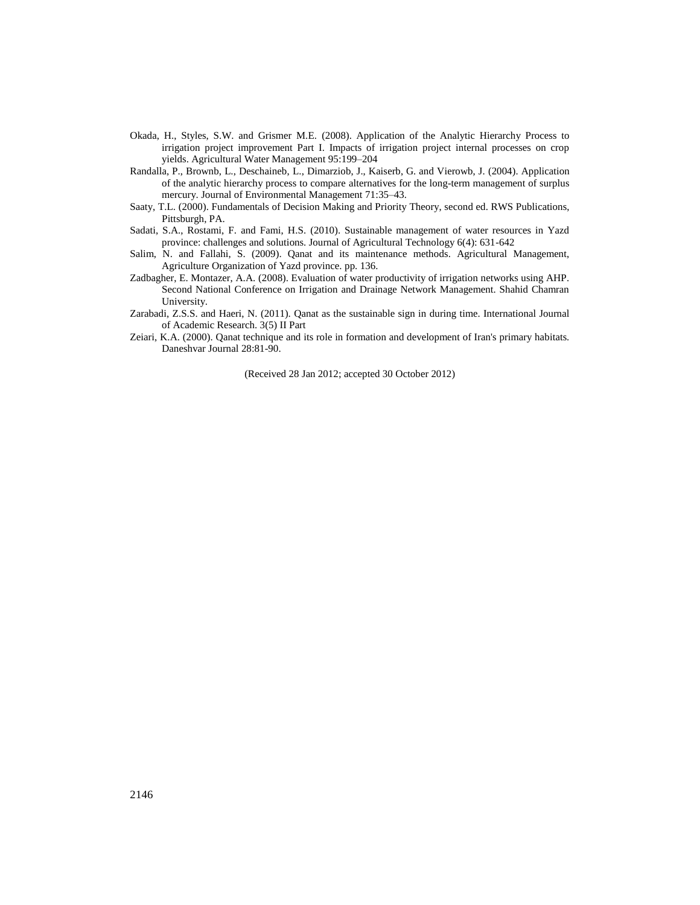Okada, H., Styles, S.W. and Grismer M.E. (2008). Application of the Analytic Hierarchy Process to irrigation project improvement Part I. Impacts of irrigation project internal processes on crop yields. Agricultural Water Management 95:199–204

Randalla, P., Brownb, L., Deschaineb, L., Dimarziob, J., Kaiserb, G. and Vierowb, J. (2004). Application of the analytic hierarchy process to compare alternatives for the long-term management of surplus mercury. Journal of Environmental Management 71:35–43.

Saaty, T.L. (2000). Fundamentals of Decision Making and Priority Theory, second ed. RWS Publications, Pittsburgh, PA.

Sadati, S.A., Rostami, F. and Fami, H.S. (2010). Sustainable management of water resources in Yazd province: challenges and solutions. Journal of Agricultural Technology 6(4): 631-642

Salim, N. and Fallahi, S. (2009). Qanat and its maintenance methods. Agricultural Management, Agriculture Organization of Yazd province. pp. 136.

Zadbagher, E. Montazer, A.A. (2008). Evaluation of water productivity of irrigation networks using AHP. Second National Conference on Irrigation and Drainage Network Management. Shahid Chamran University.

Zarabadi, Z.S.S. and Haeri, N. (2011). Qanat as the sustainable sign in during time. International Journal of Academic Research. 3(5) II Part

Zeiari, K.A. (2000). Qanat technique and its role in formation and development of Iran's primary habitats. Daneshvar Journal 28:81-90.

(Received 28 Jan 2012; accepted 30 October 2012)